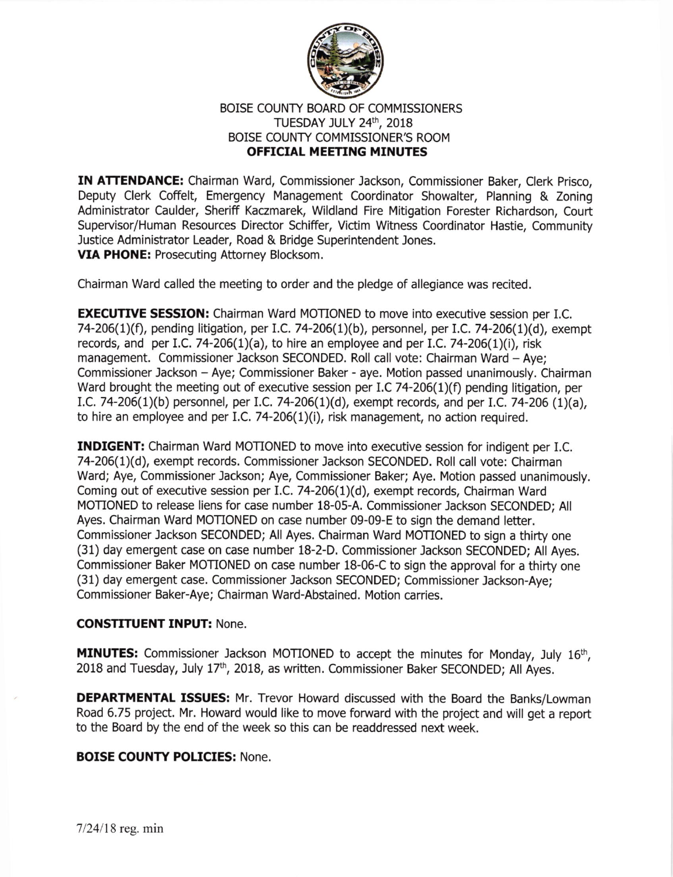# BOISE COUNTY BOARD OF COMMISSIONERS
## TUESDAY JULY 24th, 2018
## BOISE COUNTY COMMISSIONER'S ROOM
## OFFICIAL MEETING MINUTES

**IN ATTENDANCE:** Chairman Ward, Commissioner Jackson, Commissioner Baker, Clerk Prisco, Deputy Clerk Coffelt, Emergency Management Coordinator Showalter, Planning & Zoning Administrator Caulder, Sheriff Kaczmarek, Wildland Fire Mitigation Forester Richardson, Court Supervisor/Human Resources Director Schiffer, Victim Witness Coordinator Hastie, Community Justice Administrator Leader, Road & Bridge Superintendent Jones.
**VIA PHONE:** Prosecuting Attorney Blocksom.

Chairman Ward called the meeting to order and the pledge of allegiance was recited.

**EXECUTIVE SESSION:** Chairman Ward MOTIONED to move into executive session per I.C. 74-206(1)(f), pending litigation, per I.C. 74-206(1)(b), personnel, per I.C. 74-206(1)(d), exempt records, and per I.C. 74-206(1)(a), to hire an employee and per I.C. 74-206(1)(i), risk management. Commissioner Jackson SECONDED. Roll call vote: Chairman Ward – Aye; Commissioner Jackson – Aye; Commissioner Baker - aye. Motion passed unanimously. Chairman Ward brought the meeting out of executive session per I.C 74-206(1)(f) pending litigation, per I.C. 74-206(1)(b) personnel, per I.C. 74-206(1)(d), exempt records, and per I.C. 74-206 (1)(a), to hire an employee and per I.C. 74-206(1)(i), risk management, no action required.

**INDIGENT:** Chairman Ward MOTIONED to move into executive session for indigent per I.C. 74-206(1)(d), exempt records. Commissioner Jackson SECONDED. Roll call vote: Chairman Ward; Aye, Commissioner Jackson; Aye, Commissioner Baker; Aye. Motion passed unanimously. Coming out of executive session per I.C. 74-206(1)(d), exempt records, Chairman Ward MOTIONED to release liens for case number 18-05-A. Commissioner Jackson SECONDED; All Ayes. Chairman Ward MOTIONED on case number 09-09-E to sign the demand letter. Commissioner Jackson SECONDED; All Ayes. Chairman Ward MOTIONED to sign a thirty one (31) day emergent case on case number 18-2-D. Commissioner Jackson SECONDED; All Ayes. Commissioner Baker MOTIONED on case number 18-06-C to sign the approval for a thirty one (31) day emergent case. Commissioner Jackson SECONDED; Commissioner Jackson-Aye; Commissioner Baker-Aye; Chairman Ward-Abstained. Motion carries.

**CONSTITUENT INPUT:** None.

**MINUTES:** Commissioner Jackson MOTIONED to accept the minutes for Monday, July 16th, 2018 and Tuesday, July 17th, 2018, as written. Commissioner Baker SECONDED; All Ayes.

**DEPARTMENTAL ISSUES:** Mr. Trevor Howard discussed with the Board the Banks/Lowman Road 6.75 project. Mr. Howard would like to move forward with the project and will get a report to the Board by the end of the week so this can be readdressed next week.

**BOISE COUNTY POLICIES:** None.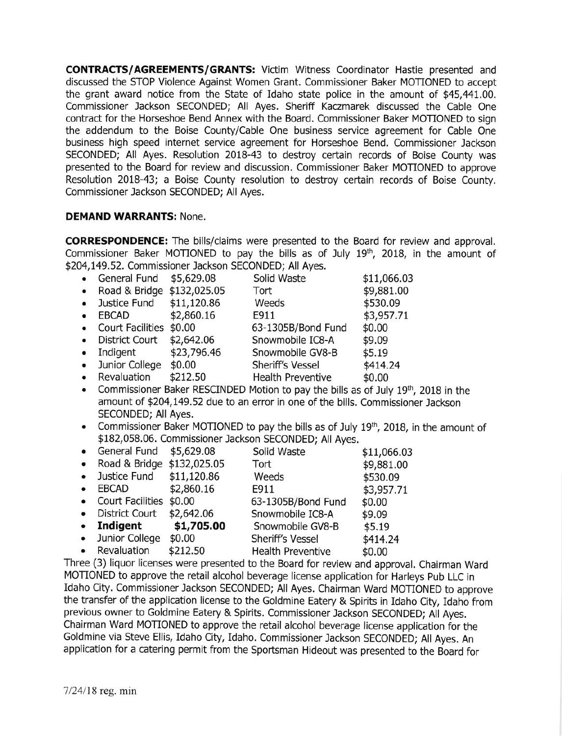**CONTRACTS/AGREEMENTS/GRANTS:** Victim Witness Coordinator Hastie presented and discussed the STOP Violence Against Women Grant. Commissioner Baker MOTIONED to accept the grant award notice from the State of Idaho state police in the amount of $45,441.00. Commissioner Jackson SECONDED; All Ayes. Sheriff Kaczmarek discussed the Cable One contract for the Horseshoe Bend Annex with the Board. Commissioner Baker MOTIONED to sign the addendum to the Boise County/Cable One business service agreement for Cable One business high speed internet service agreement for Horseshoe Bend. Commissioner Jackson SECONDED; All Ayes. Resolution 2018-43 to destroy certain records of Boise County was presented to the Board for review and discussion. Commissioner Baker MOTIONED to approve Resolution 2018-43; a Boise County resolution to destroy certain records of Boise County. Commissioner Jackson SECONDED; All Ayes.

**DEMAND WARRANTS:** None.

**CORRESPONDENCE:** The bills/claims were presented to the Board for review and approval. Commissioner Baker MOTIONED to pay the bills as of July 19th, 2018, in the amount of $204,149.52. Commissioner Jackson SECONDED; All Ayes.

| | | | |
|---|---|---|---|
| General Fund | $5,629.08 | Solid Waste | $11,066.03 |
| Road & Bridge | $132,025.05 | Tort | $9,881.00 |
| Justice Fund | $11,120.86 | Weeds | $530.09 |
| EBCAD | $2,860.16 | E911 | $3,957.71 |
| Court Facilities | $0.00 | 63-1305B/Bond Fund | $0.00 |
| District Court | $2,642.06 | Snowmobile IC8-A | $9.09 |
| Indigent | $23,796.46 | Snowmobile GV8-B | $5.19 |
| Junior College | $0.00 | Sheriff's Vessel | $414.24 |
| Revaluation | $212.50 | Health Preventive | $0.00 |

- Commissioner Baker RESCINDED Motion to pay the bills as of July 19th, 2018 in the amount of $204,149.52 due to an error in one of the bills. Commissioner Jackson SECONDED; All Ayes.
- Commissioner Baker MOTIONED to pay the bills as of July 19th, 2018, in the amount of $182,058.06. Commissioner Jackson SECONDED; All Ayes.

| | | | |
|---|---|---|---|
| General Fund | $5,629.08 | Solid Waste | $11,066.03 |
| Road & Bridge | $132,025.05 | Tort | $9,881.00 |
| Justice Fund | $11,120.86 | Weeds | $530.09 |
| EBCAD | $2,860.16 | E911 | $3,957.71 |
| Court Facilities | $0.00 | 63-1305B/Bond Fund | $0.00 |
| District Court | $2,642.06 | Snowmobile IC8-A | $9.09 |
| **Indigent** | **$1,705.00** | Snowmobile GV8-B | $5.19 |
| Junior College | $0.00 | Sheriff's Vessel | $414.24 |
| Revaluation | $212.50 | Health Preventive | $0.00 |

Three (3) liquor licenses were presented to the Board for review and approval. Chairman Ward MOTIONED to approve the retail alcohol beverage license application for Harleys Pub LLC in Idaho City. Commissioner Jackson SECONDED; All Ayes. Chairman Ward MOTIONED to approve the transfer of the application license to the Goldmine Eatery & Spirits in Idaho City, Idaho from previous owner to Goldmine Eatery & Spirits. Commissioner Jackson SECONDED; All Ayes. Chairman Ward MOTIONED to approve the retail alcohol beverage license application for the Goldmine via Steve Ellis, Idaho City, Idaho. Commissioner Jackson SECONDED; All Ayes. An application for a catering permit from the Sportsman Hideout was presented to the Board for